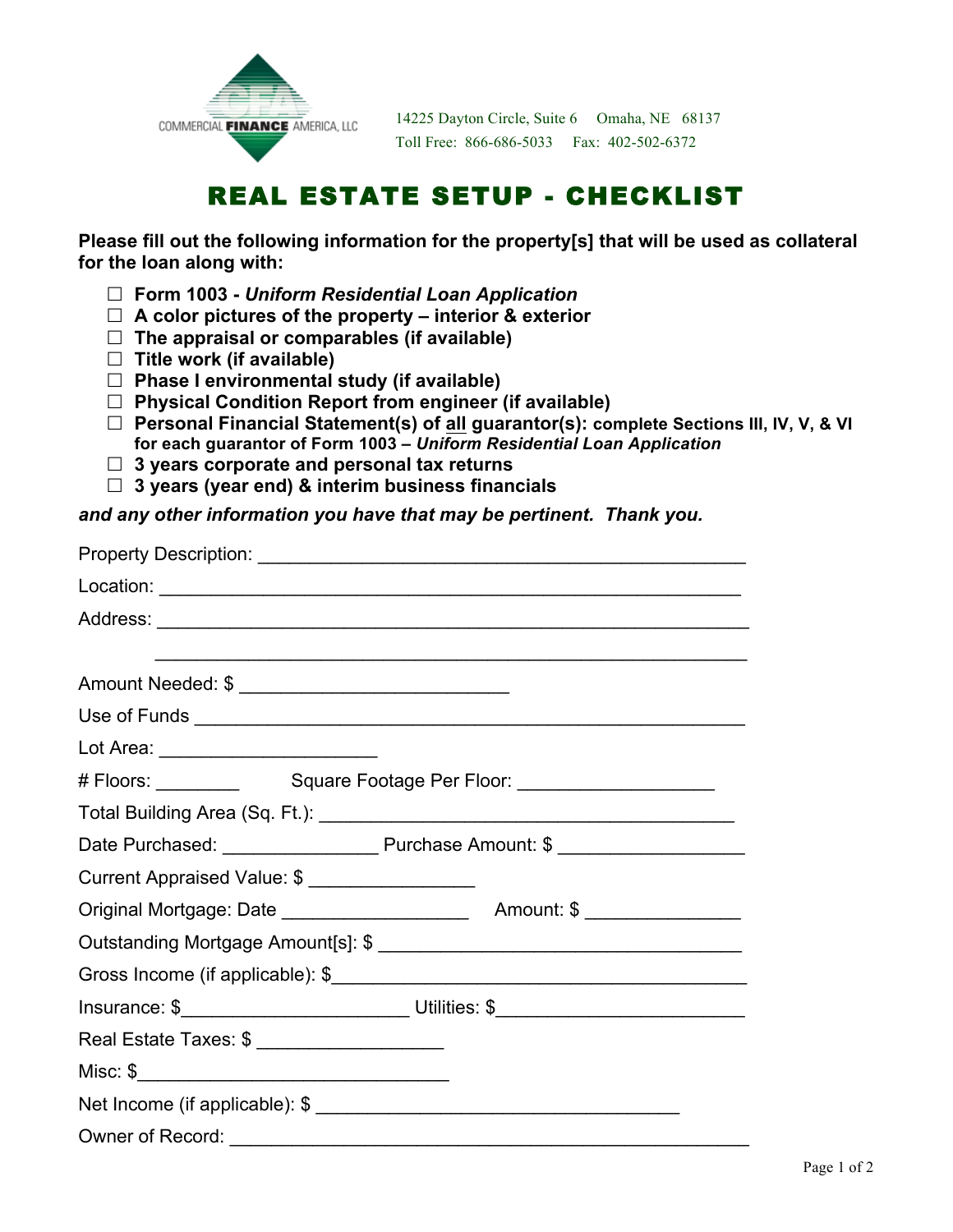COMMERCIAL **FINANCE** AMERICA, LLC

14225 Dayton Circle, Suite 6 Omaha, NE 68137
Toll Free: 866-686-5033 Fax: 402-502-6372

# REAL ESTATE SETUP - CHECKLIST

**Please fill out the following information for the property[s] that will be used as collateral for the loan along with:**

- ☐ **Form 1003 -** ***Uniform Residential Loan Application***
- ☐ **A color pictures of the property – interior & exterior**
- ☐ **The appraisal or comparables (if available)**
- ☐ **Title work (if available)**
- ☐ **Phase I environmental study (if available)**
- ☐ **Physical Condition Report from engineer (if available)**
- ☐ **Personal Financial Statement(s) of all guarantor(s): complete Sections III, IV, V, & VI for each guarantor of Form 1003 –** ***Uniform Residential Loan Application***
- ☐ **3 years corporate and personal tax returns**
- ☐ **3 years (year end) & interim business financials**

***and any other information you have that may be pertinent. Thank you.***

Property Description: ______________________________________________

Location: ______________________________________________

Address: ______________________________________________

______________________________________________

Amount Needed: $ ________________________

Use of Funds ______________________________________________

Lot Area: ____________________

# Floors: ________ Square Footage Per Floor: __________________

Total Building Area (Sq. Ft.): ______________________________________

Date Purchased: ______________ Purchase Amount: $ ________________

Current Appraised Value: $ _______________

Original Mortgage: Date _________________ Amount: $ ______________

Outstanding Mortgage Amount[s]: $ _________________________________

Gross Income (if applicable): $_____________________________________

Insurance: $____________________ Utilities: $______________________

Real Estate Taxes: $ _________________

Misc: $____________________________

Net Income (if applicable): $ _________________________________

Owner of Record: ______________________________________________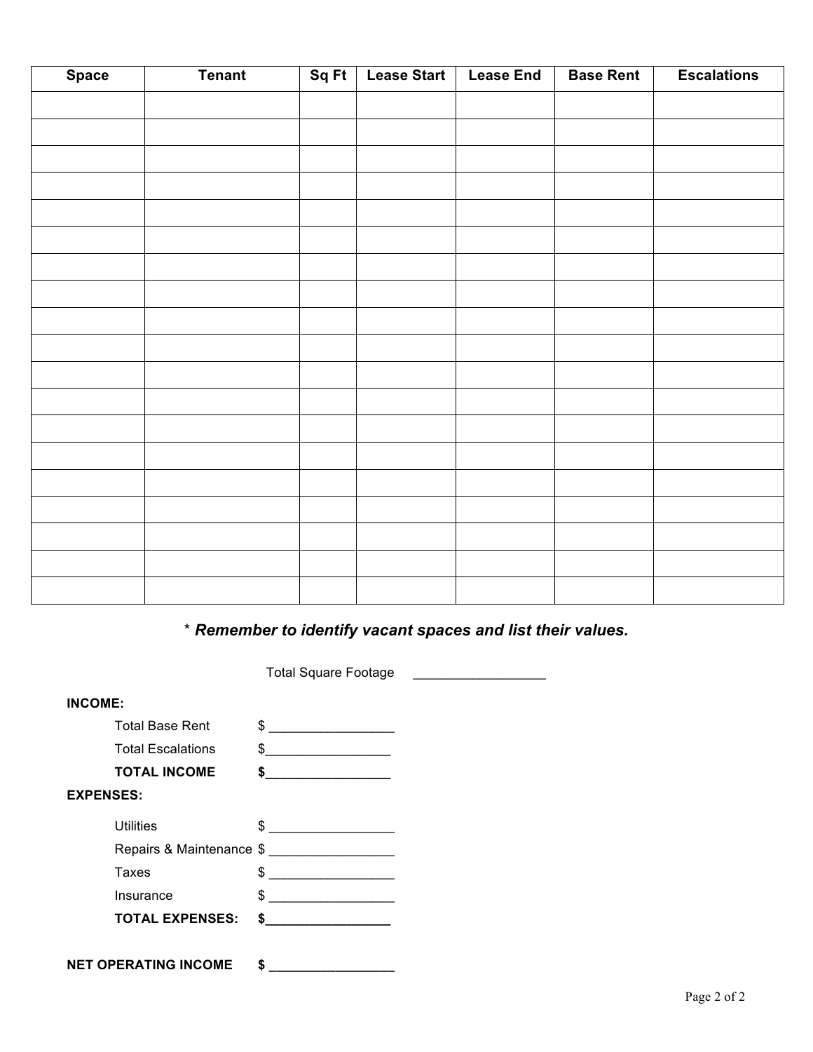| Space | Tenant | Sq Ft | Lease Start | Lease End | Base Rent | Escalations |
|---|---|---|---|---|---|---|
| | | | | | | |
| | | | | | | |
| | | | | | | |
| | | | | | | |
| | | | | | | |
| | | | | | | |
| | | | | | | |
| | | | | | | |
| | | | | | | |
| | | | | | | |
| | | | | | | |
| | | | | | | |
| | | | | | | |
| | | | | | | |
| | | | | | | |
| | | | | | | |
| | | | | | | |
| | | | | | | |
| | | | | | | |

\* ***Remember to identify vacant spaces and list their values.***

Total Square Footage __________________

**INCOME:**

Total Base Rent $ _________________

Total Escalations $_________________

**TOTAL INCOME $_________________**

**EXPENSES:**

Utilities $ _________________

Repairs & Maintenance $ _________________

Taxes $ _________________

Insurance $ _________________

**TOTAL EXPENSES: $_________________**

**NET OPERATING INCOME $ _________________**